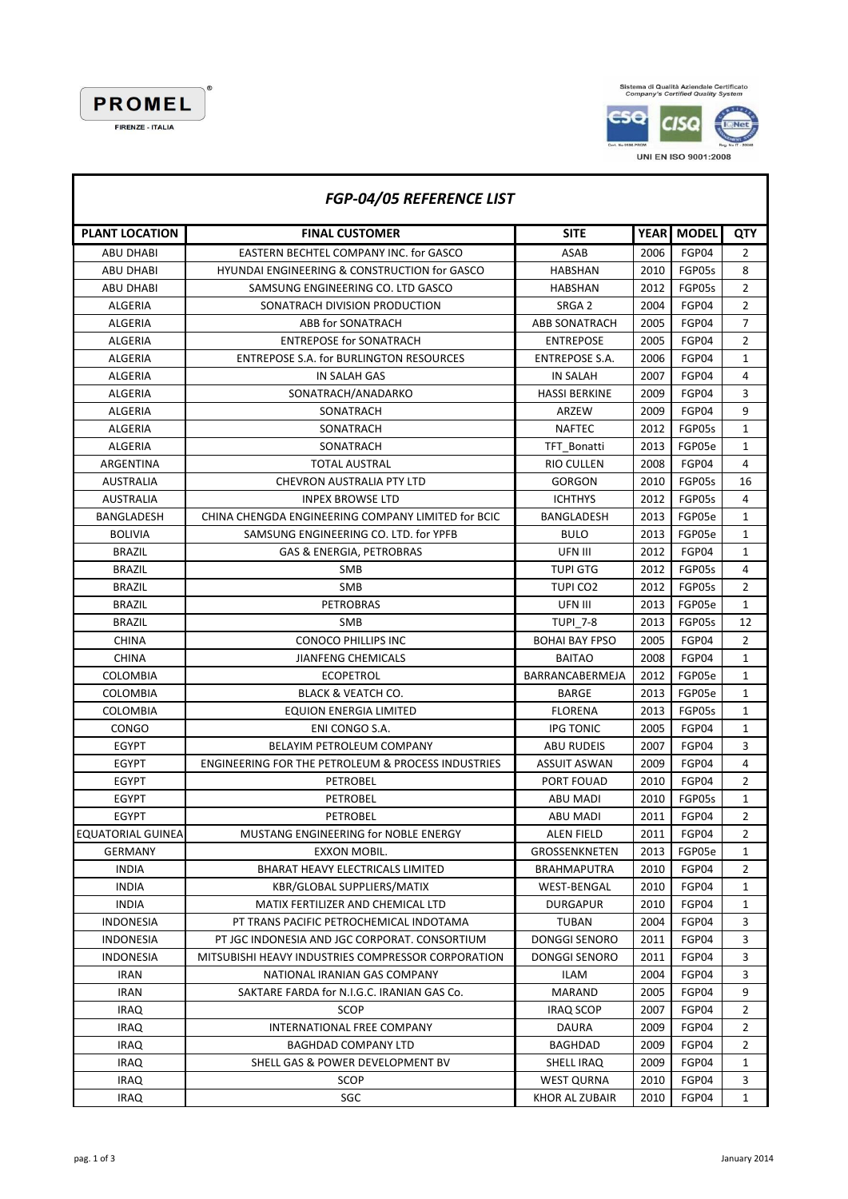PROMEL

FIRENZE - ITALIA

Sistema di Qualità Aziendale Certificato
Company's Certified Quality System

UNI EN ISO 9001:2008

# FGP-04/05 REFERENCE LIST

| PLANT LOCATION | FINAL CUSTOMER | SITE | YEAR | MODEL | QTY |
|---|---|---|---|---|---|
| ABU DHABI | EASTERN BECHTEL COMPANY INC. for GASCO | ASAB | 2006 | FGP04 | 2 |
| ABU DHABI | HYUNDAI ENGINEERING & CONSTRUCTION for GASCO | HABSHAN | 2010 | FGP05s | 8 |
| ABU DHABI | SAMSUNG ENGINEERING CO. LTD GASCO | HABSHAN | 2012 | FGP05s | 2 |
| ALGERIA | SONATRACH DIVISION PRODUCTION | SRGA 2 | 2004 | FGP04 | 2 |
| ALGERIA | ABB for SONATRACH | ABB SONATRACH | 2005 | FGP04 | 7 |
| ALGERIA | ENTREPOSE for SONATRACH | ENTREPOSE | 2005 | FGP04 | 2 |
| ALGERIA | ENTREPOSE S.A. for BURLINGTON RESOURCES | ENTREPOSE S.A. | 2006 | FGP04 | 1 |
| ALGERIA | IN SALAH GAS | IN SALAH | 2007 | FGP04 | 4 |
| ALGERIA | SONATRACH/ANADARKO | HASSI BERKINE | 2009 | FGP04 | 3 |
| ALGERIA | SONATRACH | ARZEW | 2009 | FGP04 | 9 |
| ALGERIA | SONATRACH | NAFTEC | 2012 | FGP05s | 1 |
| ALGERIA | SONATRACH | TFT_Bonatti | 2013 | FGP05e | 1 |
| ARGENTINA | TOTAL AUSTRAL | RIO CULLEN | 2008 | FGP04 | 4 |
| AUSTRALIA | CHEVRON AUSTRALIA PTY LTD | GORGON | 2010 | FGP05s | 16 |
| AUSTRALIA | INPEX BROWSE LTD | ICHTHYS | 2012 | FGP05s | 4 |
| BANGLADESH | CHINA CHENGDA ENGINEERING COMPANY LIMITED for BCIC | BANGLADESH | 2013 | FGP05e | 1 |
| BOLIVIA | SAMSUNG ENGINEERING CO. LTD. for YPFB | BULO | 2013 | FGP05e | 1 |
| BRAZIL | GAS & ENERGIA, PETROBRAS | UFN III | 2012 | FGP04 | 1 |
| BRAZIL | SMB | TUPI GTG | 2012 | FGP05s | 4 |
| BRAZIL | SMB | TUPI CO2 | 2012 | FGP05s | 2 |
| BRAZIL | PETROBRAS | UFN III | 2013 | FGP05e | 1 |
| BRAZIL | SMB | TUPI_7-8 | 2013 | FGP05s | 12 |
| CHINA | CONOCO PHILLIPS INC | BOHAI BAY FPSO | 2005 | FGP04 | 2 |
| CHINA | JIANFENG CHEMICALS | BAITAO | 2008 | FGP04 | 1 |
| COLOMBIA | ECOPETROL | BARRANCABERMEJA | 2012 | FGP05e | 1 |
| COLOMBIA | BLACK & VEATCH CO. | BARGE | 2013 | FGP05e | 1 |
| COLOMBIA | EQUION ENERGIA LIMITED | FLORENA | 2013 | FGP05s | 1 |
| CONGO | ENI CONGO S.A. | IPG TONIC | 2005 | FGP04 | 1 |
| EGYPT | BELAYIM PETROLEUM COMPANY | ABU RUDEIS | 2007 | FGP04 | 3 |
| EGYPT | ENGINEERING FOR THE PETROLEUM & PROCESS INDUSTRIES | ASSUIT ASWAN | 2009 | FGP04 | 4 |
| EGYPT | PETROBEL | PORT FOUAD | 2010 | FGP04 | 2 |
| EGYPT | PETROBEL | ABU MADI | 2010 | FGP05s | 1 |
| EGYPT | PETROBEL | ABU MADI | 2011 | FGP04 | 2 |
| EQUATORIAL GUINEA | MUSTANG ENGINEERING for NOBLE ENERGY | ALEN FIELD | 2011 | FGP04 | 2 |
| GERMANY | EXXON MOBIL. | GROSSENKNETEN | 2013 | FGP05e | 1 |
| INDIA | BHARAT HEAVY ELECTRICALS LIMITED | BRAHMAPUTRA | 2010 | FGP04 | 2 |
| INDIA | KBR/GLOBAL SUPPLIERS/MATIX | WEST-BENGAL | 2010 | FGP04 | 1 |
| INDIA | MATIX FERTILIZER AND CHEMICAL LTD | DURGAPUR | 2010 | FGP04 | 1 |
| INDONESIA | PT TRANS PACIFIC PETROCHEMICAL INDOTAMA | TUBAN | 2004 | FGP04 | 3 |
| INDONESIA | PT JGC INDONESIA AND JGC CORPORAT. CONSORTIUM | DONGGI SENORO | 2011 | FGP04 | 3 |
| INDONESIA | MITSUBISHI HEAVY INDUSTRIES COMPRESSOR CORPORATION | DONGGI SENORO | 2011 | FGP04 | 3 |
| IRAN | NATIONAL IRANIAN GAS COMPANY | ILAM | 2004 | FGP04 | 3 |
| IRAN | SAKTARE FARDA for N.I.G.C. IRANIAN GAS Co. | MARAND | 2005 | FGP04 | 9 |
| IRAQ | SCOP | IRAQ SCOP | 2007 | FGP04 | 2 |
| IRAQ | INTERNATIONAL FREE COMPANY | DAURA | 2009 | FGP04 | 2 |
| IRAQ | BAGHDAD COMPANY LTD | BAGHDAD | 2009 | FGP04 | 2 |
| IRAQ | SHELL GAS & POWER DEVELOPMENT BV | SHELL IRAQ | 2009 | FGP04 | 1 |
| IRAQ | SCOP | WEST QURNA | 2010 | FGP04 | 3 |
| IRAQ | SGC | KHOR AL ZUBAIR | 2010 | FGP04 | 1 |

January 2014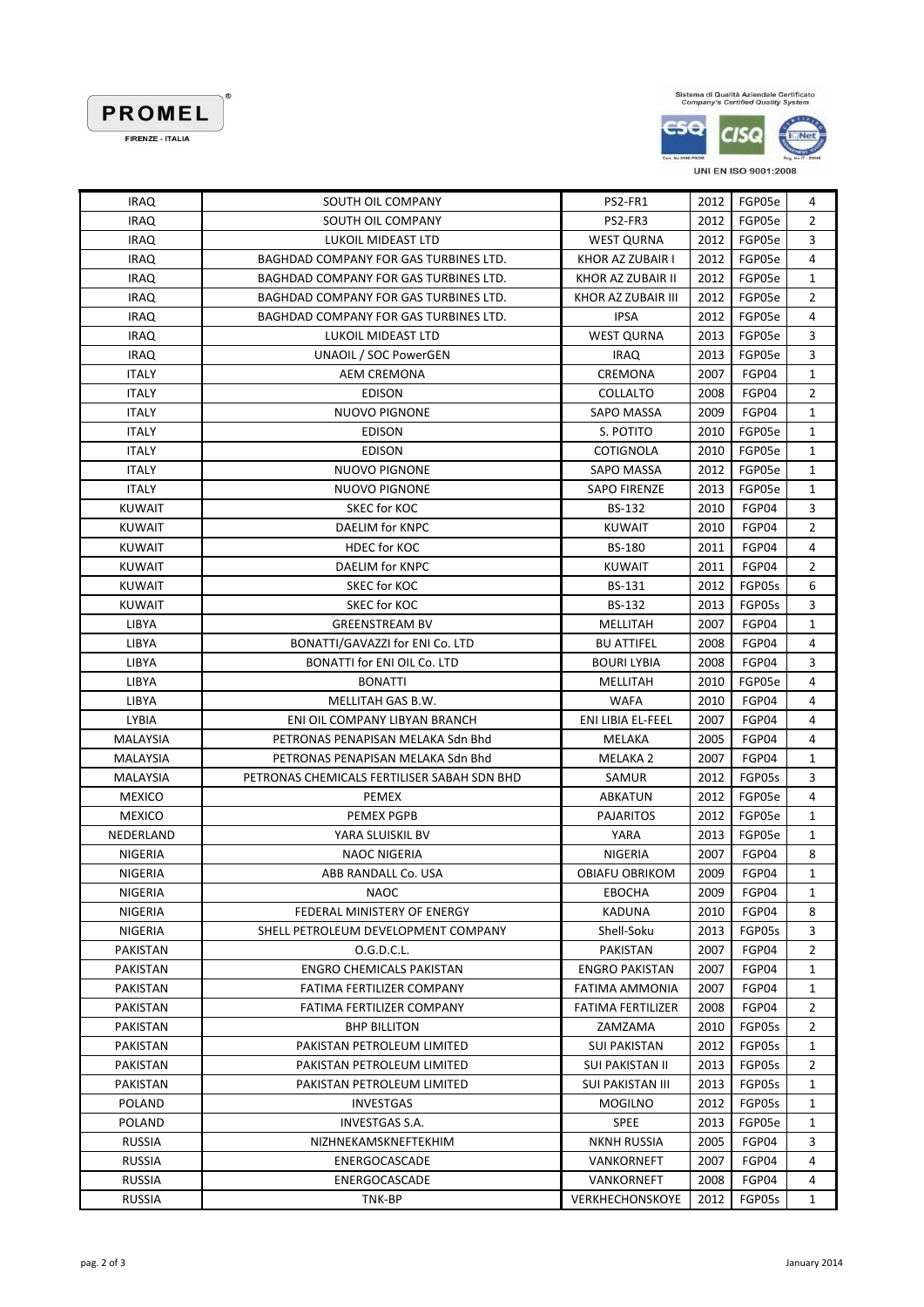| | | | | | |
|---|---|---|---|---|---|
| IRAQ | SOUTH OIL COMPANY | PS2-FR1 | 2012 | FGP05e | 4 |
| IRAQ | SOUTH OIL COMPANY | PS2-FR3 | 2012 | FGP05e | 2 |
| IRAQ | LUKOIL MIDEAST LTD | WEST QURNA | 2012 | FGP05e | 3 |
| IRAQ | BAGHDAD COMPANY FOR GAS TURBINES LTD. | KHOR AZ ZUBAIR I | 2012 | FGP05e | 4 |
| IRAQ | BAGHDAD COMPANY FOR GAS TURBINES LTD. | KHOR AZ ZUBAIR II | 2012 | FGP05e | 1 |
| IRAQ | BAGHDAD COMPANY FOR GAS TURBINES LTD. | KHOR AZ ZUBAIR III | 2012 | FGP05e | 2 |
| IRAQ | BAGHDAD COMPANY FOR GAS TURBINES LTD. | IPSA | 2012 | FGP05e | 4 |
| IRAQ | LUKOIL MIDEAST LTD | WEST QURNA | 2013 | FGP05e | 3 |
| IRAQ | UNAOIL / SOC PowerGEN | IRAQ | 2013 | FGP05e | 3 |
| ITALY | AEM CREMONA | CREMONA | 2007 | FGP04 | 1 |
| ITALY | EDISON | COLLALTO | 2008 | FGP04 | 2 |
| ITALY | NUOVO PIGNONE | SAPO MASSA | 2009 | FGP04 | 1 |
| ITALY | EDISON | S. POTITO | 2010 | FGP05e | 1 |
| ITALY | EDISON | COTIGNOLA | 2010 | FGP05e | 1 |
| ITALY | NUOVO PIGNONE | SAPO MASSA | 2012 | FGP05e | 1 |
| ITALY | NUOVO PIGNONE | SAPO FIRENZE | 2013 | FGP05e | 1 |
| KUWAIT | SKEC for KOC | BS-132 | 2010 | FGP04 | 3 |
| KUWAIT | DAELIM for KNPC | KUWAIT | 2010 | FGP04 | 2 |
| KUWAIT | HDEC for KOC | BS-180 | 2011 | FGP04 | 4 |
| KUWAIT | DAELIM for KNPC | KUWAIT | 2011 | FGP04 | 2 |
| KUWAIT | SKEC for KOC | BS-131 | 2012 | FGP05s | 6 |
| KUWAIT | SKEC for KOC | BS-132 | 2013 | FGP05s | 3 |
| LIBYA | GREENSTREAM BV | MELLITAH | 2007 | FGP04 | 1 |
| LIBYA | BONATTI/GAVAZZI for ENI Co. LTD | BU ATTIFEL | 2008 | FGP04 | 4 |
| LIBYA | BONATTI for ENI OIL Co. LTD | BOURI LYBIA | 2008 | FGP04 | 3 |
| LIBYA | BONATTI | MELLITAH | 2010 | FGP05e | 4 |
| LIBYA | MELLITAH GAS B.W. | WAFA | 2010 | FGP04 | 4 |
| LYBIA | ENI OIL COMPANY LIBYAN BRANCH | ENI LIBIA EL-FEEL | 2007 | FGP04 | 4 |
| MALAYSIA | PETRONAS PENAPISAN MELAKA Sdn Bhd | MELAKA | 2005 | FGP04 | 4 |
| MALAYSIA | PETRONAS PENAPISAN MELAKA Sdn Bhd | MELAKA 2 | 2007 | FGP04 | 1 |
| MALAYSIA | PETRONAS CHEMICALS FERTILISER SABAH SDN BHD | SAMUR | 2012 | FGP05s | 3 |
| MEXICO | PEMEX | ABKATUN | 2012 | FGP05e | 4 |
| MEXICO | PEMEX PGPB | PAJARITOS | 2012 | FGP05e | 1 |
| NEDERLAND | YARA SLUISKIL BV | YARA | 2013 | FGP05e | 1 |
| NIGERIA | NAOC NIGERIA | NIGERIA | 2007 | FGP04 | 8 |
| NIGERIA | ABB RANDALL Co. USA | OBIAFU OBRIKOM | 2009 | FGP04 | 1 |
| NIGERIA | NAOC | EBOCHA | 2009 | FGP04 | 1 |
| NIGERIA | FEDERAL MINISTERY OF ENERGY | KADUNA | 2010 | FGP04 | 8 |
| NIGERIA | SHELL PETROLEUM DEVELOPMENT COMPANY | Shell-Soku | 2013 | FGP05s | 3 |
| PAKISTAN | O.G.D.C.L. | PAKISTAN | 2007 | FGP04 | 2 |
| PAKISTAN | ENGRO CHEMICALS PAKISTAN | ENGRO PAKISTAN | 2007 | FGP04 | 1 |
| PAKISTAN | FATIMA FERTILIZER COMPANY | FATIMA AMMONIA | 2007 | FGP04 | 1 |
| PAKISTAN | FATIMA FERTILIZER COMPANY | FATIMA FERTILIZER | 2008 | FGP04 | 2 |
| PAKISTAN | BHP BILLITON | ZAMZAMA | 2010 | FGP05s | 2 |
| PAKISTAN | PAKISTAN PETROLEUM LIMITED | SUI PAKISTAN | 2012 | FGP05s | 1 |
| PAKISTAN | PAKISTAN PETROLEUM LIMITED | SUI PAKISTAN II | 2013 | FGP05s | 2 |
| PAKISTAN | PAKISTAN PETROLEUM LIMITED | SUI PAKISTAN III | 2013 | FGP05s | 1 |
| POLAND | INVESTGAS | MOGILNO | 2012 | FGP05s | 1 |
| POLAND | INVESTGAS S.A. | SPEE | 2013 | FGP05e | 1 |
| RUSSIA | NIZHNEKAMSKNEFTEKHIM | NKNH RUSSIA | 2005 | FGP04 | 3 |
| RUSSIA | ENERGOCASCADE | VANKORNEFT | 2007 | FGP04 | 4 |
| RUSSIA | ENERGOCASCADE | VANKORNEFT | 2008 | FGP04 | 4 |
| RUSSIA | TNK-BP | VERKHECHONSKOYE | 2012 | FGP05s | 1 |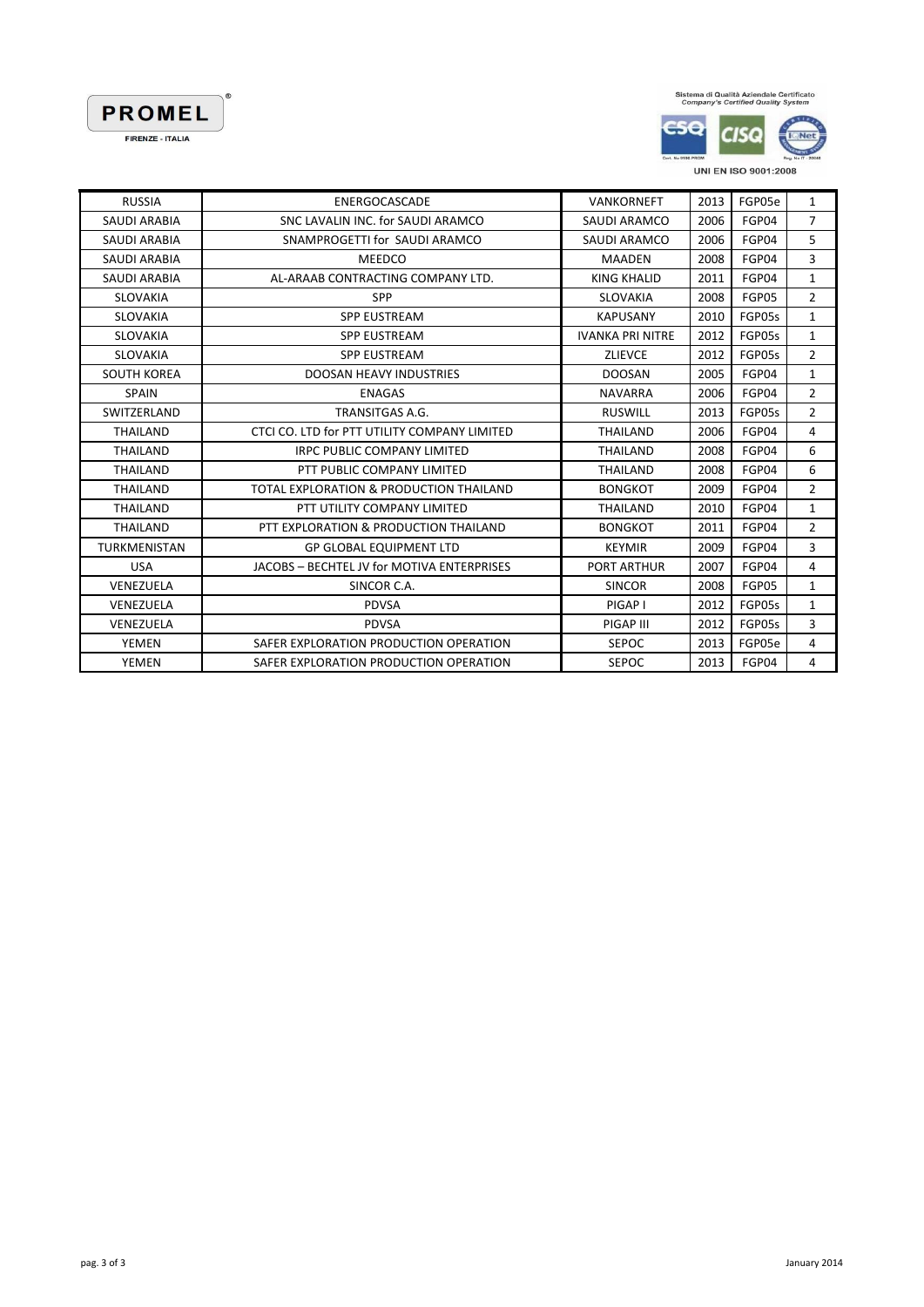| | | | | | |
|---|---|---|---|---|---|
| RUSSIA | ENERGOCASCADE | VANKORNEFT | 2013 | FGP05e | 1 |
| SAUDI ARABIA | SNC LAVALIN INC. for SAUDI ARAMCO | SAUDI ARAMCO | 2006 | FGP04 | 7 |
| SAUDI ARABIA | SNAMPROGETTI for SAUDI ARAMCO | SAUDI ARAMCO | 2006 | FGP04 | 5 |
| SAUDI ARABIA | MEEDCO | MAADEN | 2008 | FGP04 | 3 |
| SAUDI ARABIA | AL-ARAAB CONTRACTING COMPANY LTD. | KING KHALID | 2011 | FGP04 | 1 |
| SLOVAKIA | SPP | SLOVAKIA | 2008 | FGP05 | 2 |
| SLOVAKIA | SPP EUSTREAM | KAPUSANY | 2010 | FGP05s | 1 |
| SLOVAKIA | SPP EUSTREAM | IVANKA PRI NITRE | 2012 | FGP05s | 1 |
| SLOVAKIA | SPP EUSTREAM | ZLIEVCE | 2012 | FGP05s | 2 |
| SOUTH KOREA | DOOSAN HEAVY INDUSTRIES | DOOSAN | 2005 | FGP04 | 1 |
| SPAIN | ENAGAS | NAVARRA | 2006 | FGP04 | 2 |
| SWITZERLAND | TRANSITGAS A.G. | RUSWILL | 2013 | FGP05s | 2 |
| THAILAND | CTCI CO. LTD for PTT UTILITY COMPANY LIMITED | THAILAND | 2006 | FGP04 | 4 |
| THAILAND | IRPC PUBLIC COMPANY LIMITED | THAILAND | 2008 | FGP04 | 6 |
| THAILAND | PTT PUBLIC COMPANY LIMITED | THAILAND | 2008 | FGP04 | 6 |
| THAILAND | TOTAL EXPLORATION & PRODUCTION THAILAND | BONGKOT | 2009 | FGP04 | 2 |
| THAILAND | PTT UTILITY COMPANY LIMITED | THAILAND | 2010 | FGP04 | 1 |
| THAILAND | PTT EXPLORATION & PRODUCTION THAILAND | BONGKOT | 2011 | FGP04 | 2 |
| TURKMENISTAN | GP GLOBAL EQUIPMENT LTD | KEYMIR | 2009 | FGP04 | 3 |
| USA | JACOBS – BECHTEL JV for MOTIVA ENTERPRISES | PORT ARTHUR | 2007 | FGP04 | 4 |
| VENEZUELA | SINCOR C.A. | SINCOR | 2008 | FGP05 | 1 |
| VENEZUELA | PDVSA | PIGAP I | 2012 | FGP05s | 1 |
| VENEZUELA | PDVSA | PIGAP III | 2012 | FGP05s | 3 |
| YEMEN | SAFER EXPLORATION PRODUCTION OPERATION | SEPOC | 2013 | FGP05e | 4 |
| YEMEN | SAFER EXPLORATION PRODUCTION OPERATION | SEPOC | 2013 | FGP04 | 4 |

January 2014